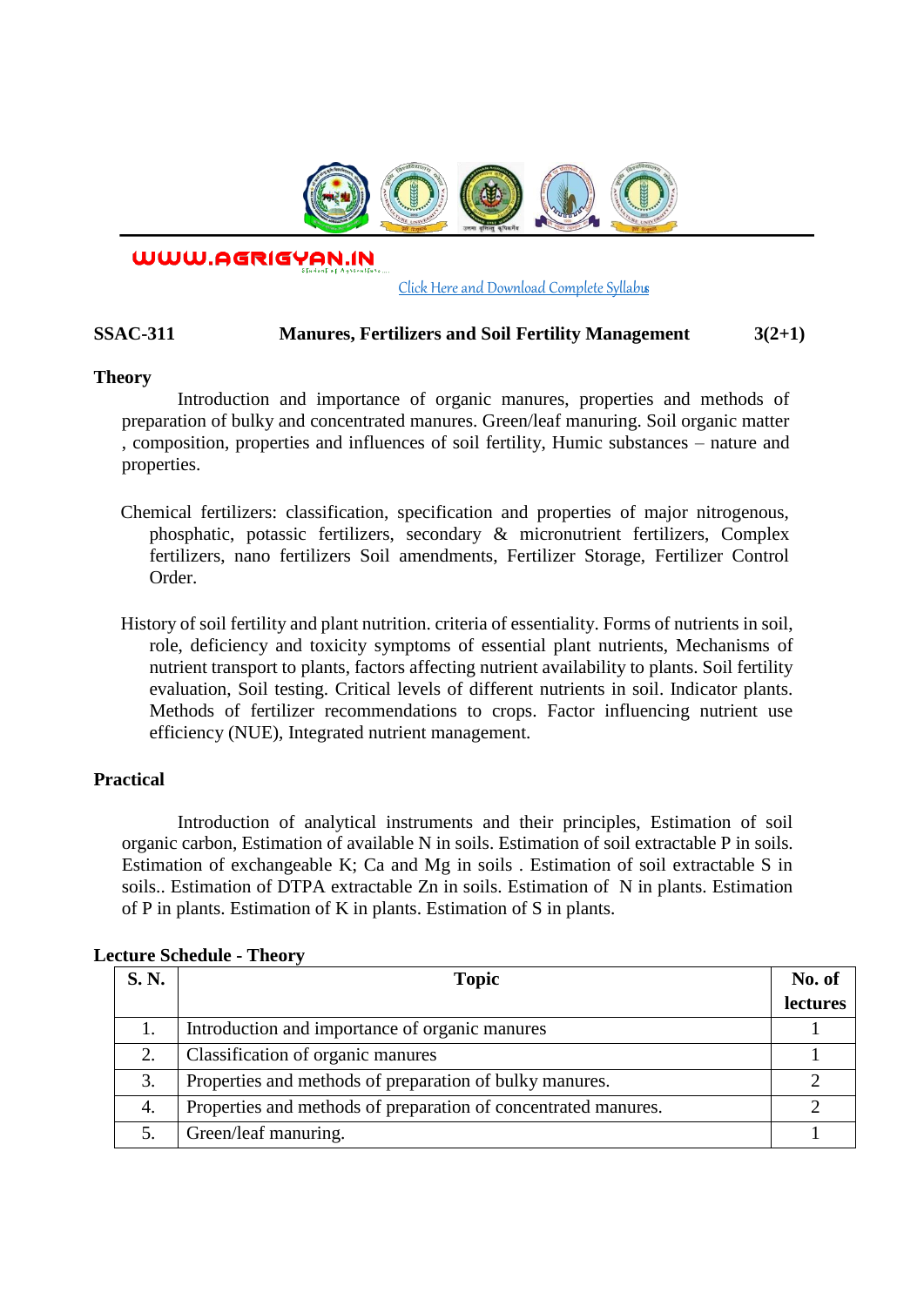WWW.AGRIGYAN.IN

Click Here and Download Complete Syllabus

**SSAC-311 Manures, Fertilizers and Soil Fertility Management 3(2+1)**

**Theory**

Introduction and importance of organic manures, properties and methods of preparation of bulky and concentrated manures. Green/leaf manuring. Soil organic matter , composition, properties and influences of soil fertility, Humic substances – nature and properties.

Chemical fertilizers: classification, specification and properties of major nitrogenous, phosphatic, potassic fertilizers, secondary & micronutrient fertilizers, Complex fertilizers, nano fertilizers Soil amendments, Fertilizer Storage, Fertilizer Control Order.

History of soil fertility and plant nutrition. criteria of essentiality. Forms of nutrients in soil, role, deficiency and toxicity symptoms of essential plant nutrients, Mechanisms of nutrient transport to plants, factors affecting nutrient availability to plants. Soil fertility evaluation, Soil testing. Critical levels of different nutrients in soil. Indicator plants. Methods of fertilizer recommendations to crops. Factor influencing nutrient use efficiency (NUE), Integrated nutrient management.

**Practical**

Introduction of analytical instruments and their principles, Estimation of soil organic carbon, Estimation of available N in soils. Estimation of soil extractable P in soils. Estimation of exchangeable K; Ca and Mg in soils . Estimation of soil extractable S in soils.. Estimation of DTPA extractable Zn in soils. Estimation of N in plants. Estimation of P in plants. Estimation of K in plants. Estimation of S in plants.

**Lecture Schedule - Theory**

| S. N. | Topic | No. of lectures |
|---|---|---|
| 1. | Introduction and importance of organic manures | 1 |
| 2. | Classification of organic manures | 1 |
| 3. | Properties and methods of preparation of bulky manures. | 2 |
| 4. | Properties and methods of preparation of concentrated manures. | 2 |
| 5. | Green/leaf manuring. | 1 |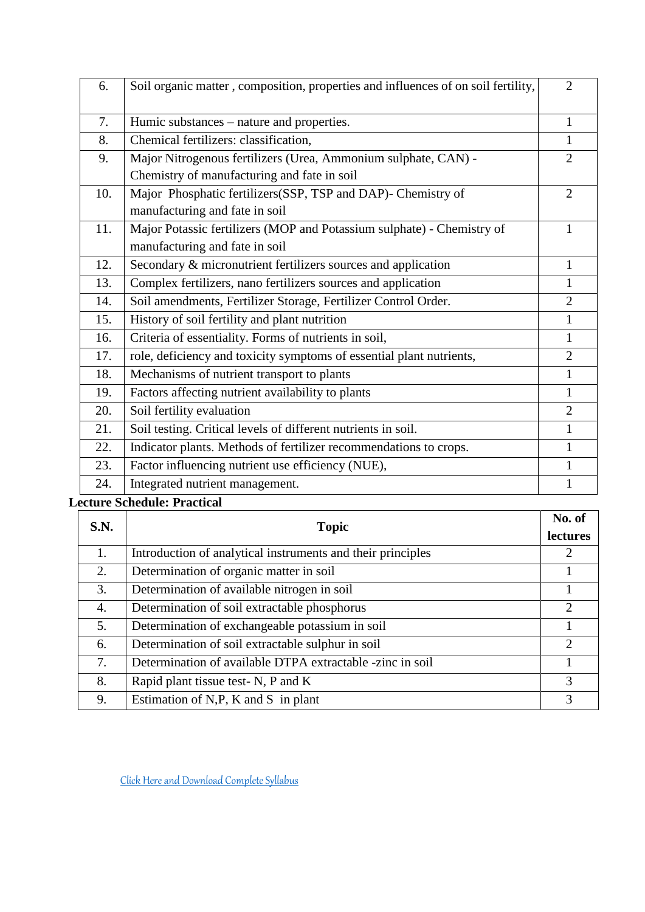| | | |
|---|---|---|
| 6. | Soil organic matter , composition, properties and influences of on soil fertility, | 2 |
| 7. | Humic substances – nature and properties. | 1 |
| 8. | Chemical fertilizers: classification, | 1 |
| 9. | Major Nitrogenous fertilizers (Urea, Ammonium sulphate, CAN) - Chemistry of manufacturing and fate in soil | 2 |
| 10. | Major Phosphatic fertilizers(SSP, TSP and DAP)- Chemistry of manufacturing and fate in soil | 2 |
| 11. | Major Potassic fertilizers (MOP and Potassium sulphate) - Chemistry of manufacturing and fate in soil | 1 |
| 12. | Secondary & micronutrient fertilizers sources and application | 1 |
| 13. | Complex fertilizers, nano fertilizers sources and application | 1 |
| 14. | Soil amendments, Fertilizer Storage, Fertilizer Control Order. | 2 |
| 15. | History of soil fertility and plant nutrition | 1 |
| 16. | Criteria of essentiality. Forms of nutrients in soil, | 1 |
| 17. | role, deficiency and toxicity symptoms of essential plant nutrients, | 2 |
| 18. | Mechanisms of nutrient transport to plants | 1 |
| 19. | Factors affecting nutrient availability to plants | 1 |
| 20. | Soil fertility evaluation | 2 |
| 21. | Soil testing. Critical levels of different nutrients in soil. | 1 |
| 22. | Indicator plants. Methods of fertilizer recommendations to crops. | 1 |
| 23. | Factor influencing nutrient use efficiency (NUE), | 1 |
| 24. | Integrated nutrient management. | 1 |

**Lecture Schedule: Practical**

| S.N. | Topic | No. of lectures |
|---|---|---|
| 1. | Introduction of analytical instruments and their principles | 2 |
| 2. | Determination of organic matter in soil | 1 |
| 3. | Determination of available nitrogen in soil | 1 |
| 4. | Determination of soil extractable phosphorus | 2 |
| 5. | Determination of exchangeable potassium in soil | 1 |
| 6. | Determination of soil extractable sulphur in soil | 2 |
| 7. | Determination of available DTPA extractable -zinc in soil | 1 |
| 8. | Rapid plant tissue test- N, P and K | 3 |
| 9. | Estimation of N,P, K and S in plant | 3 |

Click Here and Download Complete Syllabus